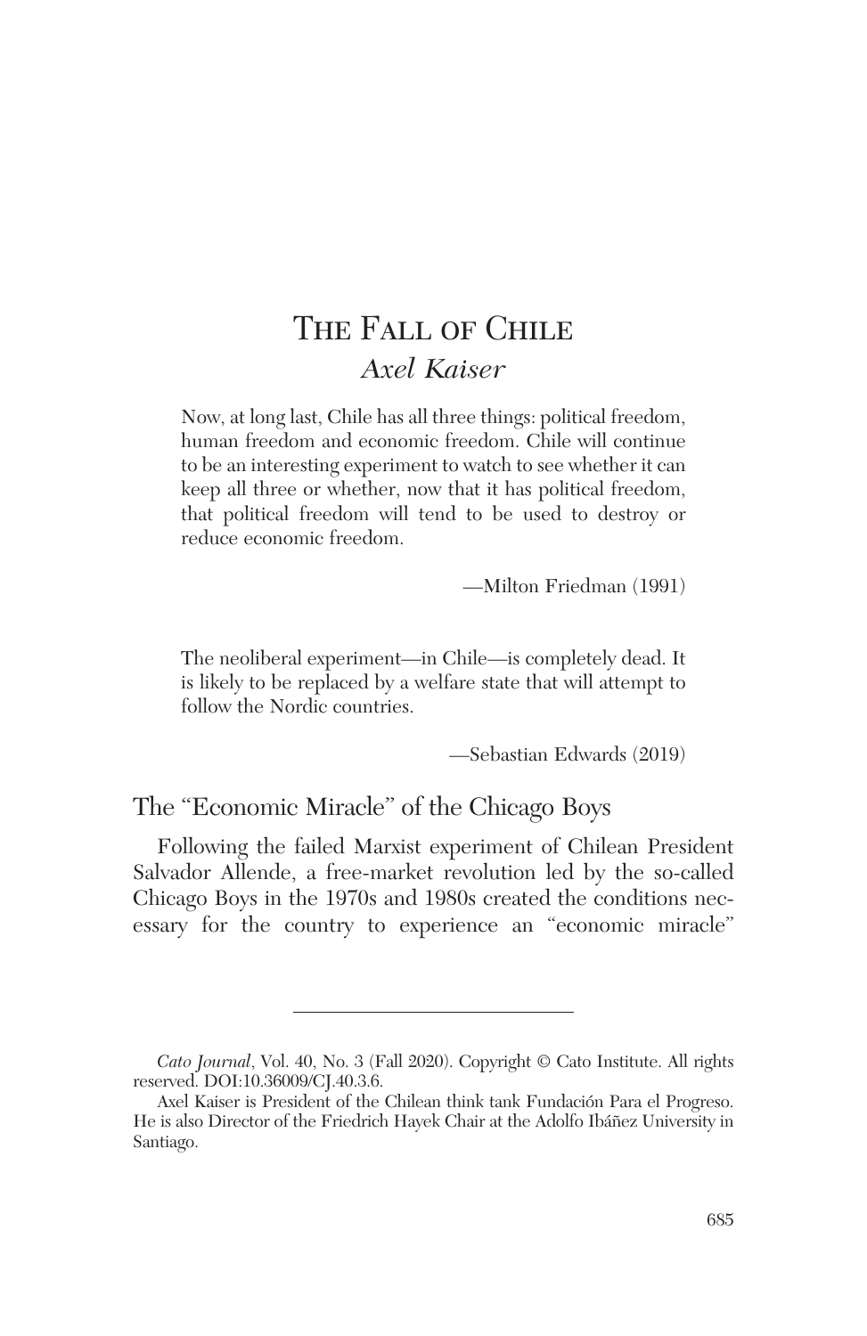# The Fall of Chile

*Axel Kaiser*

> Now, at long last, Chile has all three things: political freedom, human freedom and economic freedom. Chile will continue to be an interesting experiment to watch to see whether it can keep all three or whether, now that it has political freedom, that political freedom will tend to be used to destroy or reduce economic freedom.
>
> —Milton Friedman (1991)

> The neoliberal experiment—in Chile—is completely dead. It is likely to be replaced by a welfare state that will attempt to follow the Nordic countries.
>
> —Sebastian Edwards (2019)

## The "Economic Miracle" of the Chicago Boys

Following the failed Marxist experiment of Chilean President Salvador Allende, a free-market revolution led by the so-called Chicago Boys in the 1970s and 1980s created the conditions necessary for the country to experience an "economic miracle"

---

*Cato Journal*, Vol. 40, No. 3 (Fall 2020). Copyright © Cato Institute. All rights reserved. DOI:10.36009/CJ.40.3.6.

Axel Kaiser is President of the Chilean think tank Fundación Para el Progreso. He is also Director of the Friedrich Hayek Chair at the Adolfo Ibáñez University in Santiago.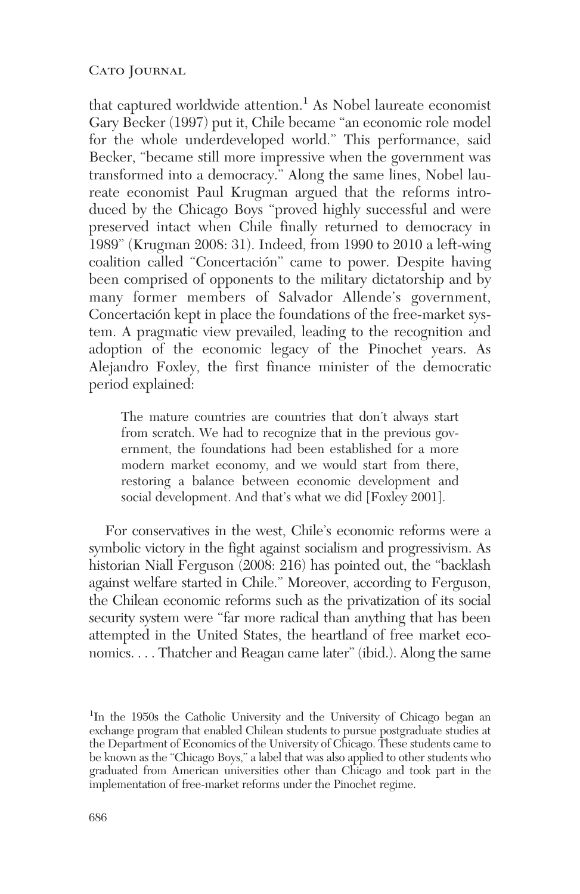that captured worldwide attention.[1] As Nobel laureate economist Gary Becker (1997) put it, Chile became "an economic role model for the whole underdeveloped world." This performance, said Becker, "became still more impressive when the government was transformed into a democracy." Along the same lines, Nobel laureate economist Paul Krugman argued that the reforms introduced by the Chicago Boys "proved highly successful and were preserved intact when Chile finally returned to democracy in 1989" (Krugman 2008: 31). Indeed, from 1990 to 2010 a left-wing coalition called "Concertación" came to power. Despite having been comprised of opponents to the military dictatorship and by many former members of Salvador Allende's government, Concertación kept in place the foundations of the free-market system. A pragmatic view prevailed, leading to the recognition and adoption of the economic legacy of the Pinochet years. As Alejandro Foxley, the first finance minister of the democratic period explained:

> The mature countries are countries that don't always start from scratch. We had to recognize that in the previous government, the foundations had been established for a more modern market economy, and we would start from there, restoring a balance between economic development and social development. And that's what we did [Foxley 2001].

For conservatives in the west, Chile's economic reforms were a symbolic victory in the fight against socialism and progressivism. As historian Niall Ferguson (2008: 216) has pointed out, the "backlash against welfare started in Chile." Moreover, according to Ferguson, the Chilean economic reforms such as the privatization of its social security system were "far more radical than anything that has been attempted in the United States, the heartland of free market economics. . . . Thatcher and Reagan came later" (ibid.). Along the same

[1]In the 1950s the Catholic University and the University of Chicago began an exchange program that enabled Chilean students to pursue postgraduate studies at the Department of Economics of the University of Chicago. These students came to be known as the "Chicago Boys," a label that was also applied to other students who graduated from American universities other than Chicago and took part in the implementation of free-market reforms under the Pinochet regime.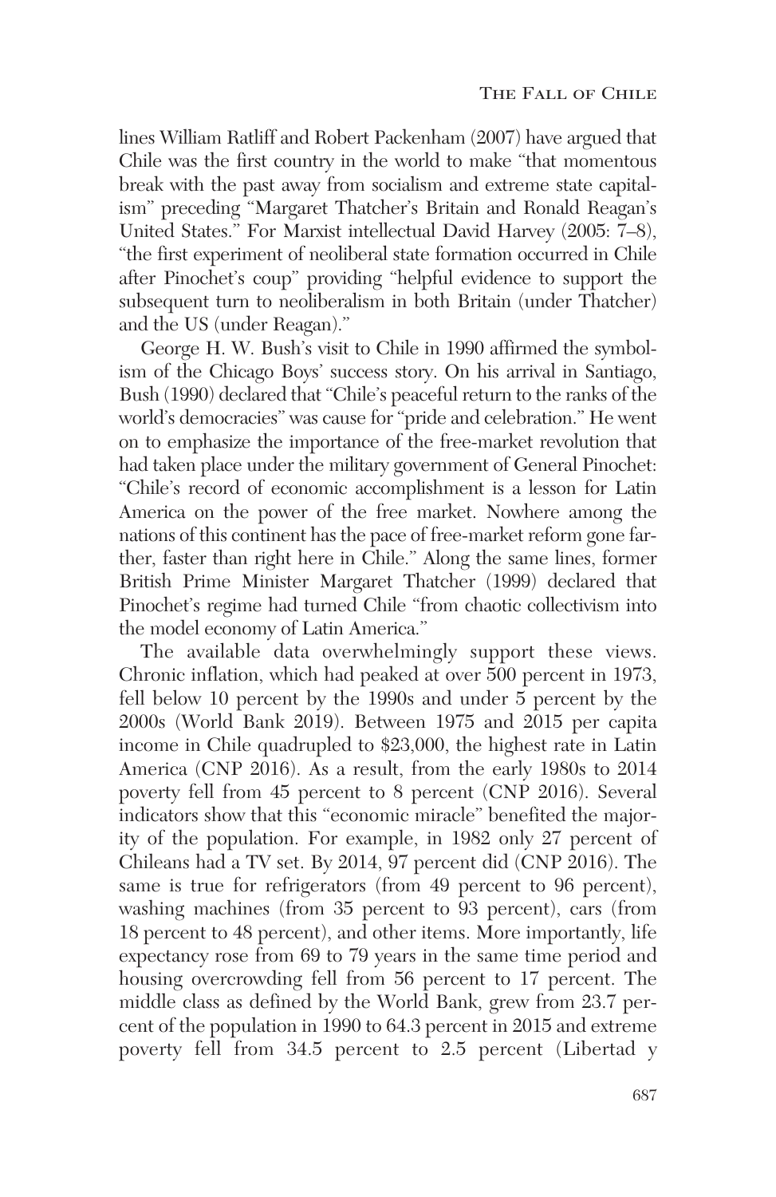lines William Ratliff and Robert Packenham (2007) have argued that Chile was the first country in the world to make "that momentous break with the past away from socialism and extreme state capitalism" preceding "Margaret Thatcher's Britain and Ronald Reagan's United States." For Marxist intellectual David Harvey (2005: 7–8), "the first experiment of neoliberal state formation occurred in Chile after Pinochet's coup" providing "helpful evidence to support the subsequent turn to neoliberalism in both Britain (under Thatcher) and the US (under Reagan)."

George H. W. Bush's visit to Chile in 1990 affirmed the symbolism of the Chicago Boys' success story. On his arrival in Santiago, Bush (1990) declared that "Chile's peaceful return to the ranks of the world's democracies" was cause for "pride and celebration." He went on to emphasize the importance of the free-market revolution that had taken place under the military government of General Pinochet: "Chile's record of economic accomplishment is a lesson for Latin America on the power of the free market. Nowhere among the nations of this continent has the pace of free-market reform gone farther, faster than right here in Chile." Along the same lines, former British Prime Minister Margaret Thatcher (1999) declared that Pinochet's regime had turned Chile "from chaotic collectivism into the model economy of Latin America."

The available data overwhelmingly support these views. Chronic inflation, which had peaked at over 500 percent in 1973, fell below 10 percent by the 1990s and under 5 percent by the 2000s (World Bank 2019). Between 1975 and 2015 per capita income in Chile quadrupled to $23,000, the highest rate in Latin America (CNP 2016). As a result, from the early 1980s to 2014 poverty fell from 45 percent to 8 percent (CNP 2016). Several indicators show that this "economic miracle" benefited the majority of the population. For example, in 1982 only 27 percent of Chileans had a TV set. By 2014, 97 percent did (CNP 2016). The same is true for refrigerators (from 49 percent to 96 percent), washing machines (from 35 percent to 93 percent), cars (from 18 percent to 48 percent), and other items. More importantly, life expectancy rose from 69 to 79 years in the same time period and housing overcrowding fell from 56 percent to 17 percent. The middle class as defined by the World Bank, grew from 23.7 percent of the population in 1990 to 64.3 percent in 2015 and extreme poverty fell from 34.5 percent to 2.5 percent (Libertad y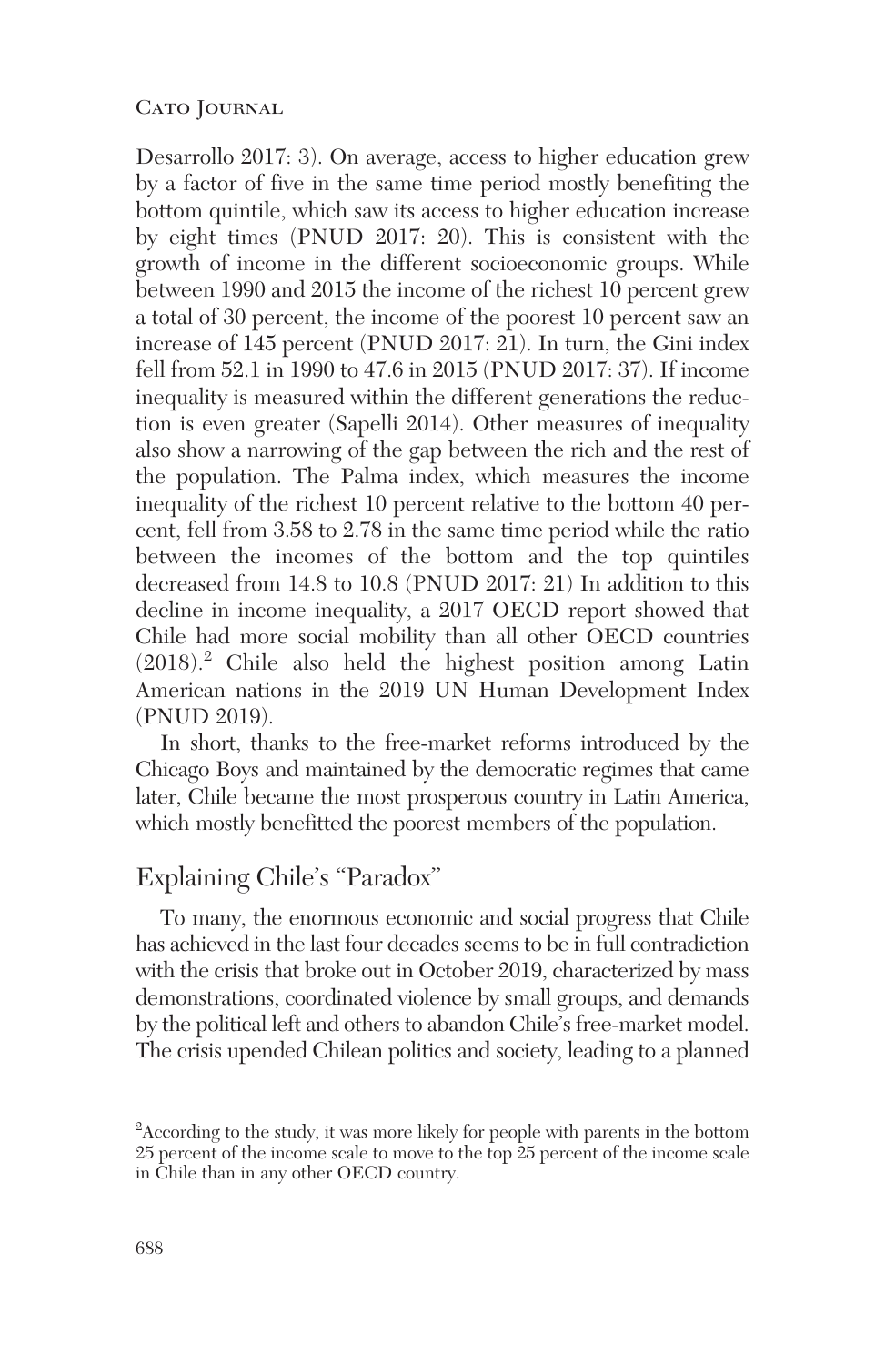Desarrollo 2017: 3). On average, access to higher education grew by a factor of five in the same time period mostly benefiting the bottom quintile, which saw its access to higher education increase by eight times (PNUD 2017: 20). This is consistent with the growth of income in the different socioeconomic groups. While between 1990 and 2015 the income of the richest 10 percent grew a total of 30 percent, the income of the poorest 10 percent saw an increase of 145 percent (PNUD 2017: 21). In turn, the Gini index fell from 52.1 in 1990 to 47.6 in 2015 (PNUD 2017: 37). If income inequality is measured within the different generations the reduction is even greater (Sapelli 2014). Other measures of inequality also show a narrowing of the gap between the rich and the rest of the population. The Palma index, which measures the income inequality of the richest 10 percent relative to the bottom 40 percent, fell from 3.58 to 2.78 in the same time period while the ratio between the incomes of the bottom and the top quintiles decreased from 14.8 to 10.8 (PNUD 2017: 21) In addition to this decline in income inequality, a 2017 OECD report showed that Chile had more social mobility than all other OECD countries (2018).[2] Chile also held the highest position among Latin American nations in the 2019 UN Human Development Index (PNUD 2019).

In short, thanks to the free-market reforms introduced by the Chicago Boys and maintained by the democratic regimes that came later, Chile became the most prosperous country in Latin America, which mostly benefitted the poorest members of the population.

## Explaining Chile's "Paradox"

To many, the enormous economic and social progress that Chile has achieved in the last four decades seems to be in full contradiction with the crisis that broke out in October 2019, characterized by mass demonstrations, coordinated violence by small groups, and demands by the political left and others to abandon Chile's free-market model. The crisis upended Chilean politics and society, leading to a planned

[2] According to the study, it was more likely for people with parents in the bottom 25 percent of the income scale to move to the top 25 percent of the income scale in Chile than in any other OECD country.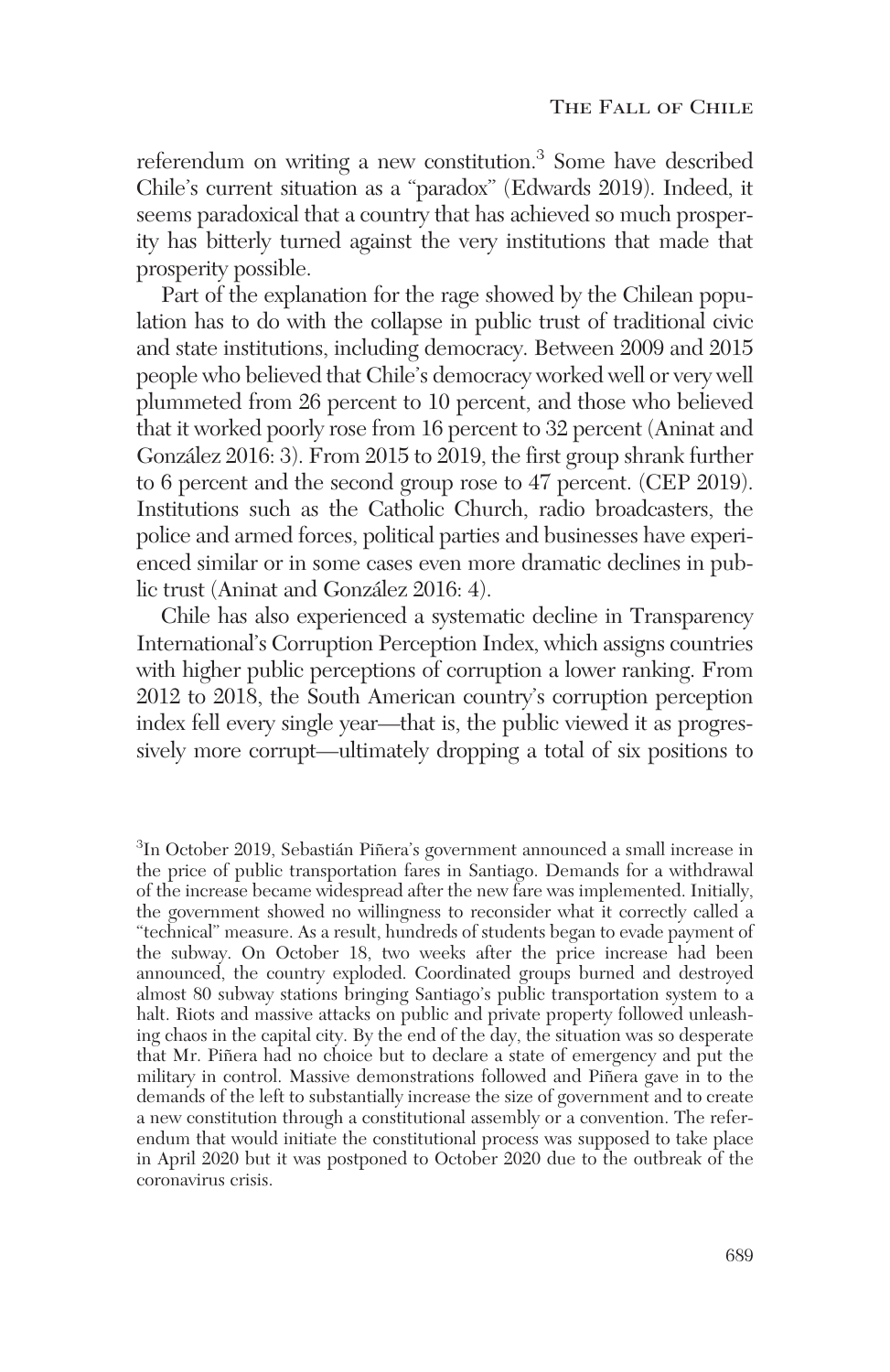referendum on writing a new constitution.[3] Some have described Chile's current situation as a "paradox" (Edwards 2019). Indeed, it seems paradoxical that a country that has achieved so much prosperity has bitterly turned against the very institutions that made that prosperity possible.

Part of the explanation for the rage showed by the Chilean population has to do with the collapse in public trust of traditional civic and state institutions, including democracy. Between 2009 and 2015 people who believed that Chile's democracy worked well or very well plummeted from 26 percent to 10 percent, and those who believed that it worked poorly rose from 16 percent to 32 percent (Aninat and González 2016: 3). From 2015 to 2019, the first group shrank further to 6 percent and the second group rose to 47 percent. (CEP 2019). Institutions such as the Catholic Church, radio broadcasters, the police and armed forces, political parties and businesses have experienced similar or in some cases even more dramatic declines in public trust (Aninat and González 2016: 4).

Chile has also experienced a systematic decline in Transparency International's Corruption Perception Index, which assigns countries with higher public perceptions of corruption a lower ranking. From 2012 to 2018, the South American country's corruption perception index fell every single year—that is, the public viewed it as progressively more corrupt—ultimately dropping a total of six positions to

[3] In October 2019, Sebastián Piñera's government announced a small increase in the price of public transportation fares in Santiago. Demands for a withdrawal of the increase became widespread after the new fare was implemented. Initially, the government showed no willingness to reconsider what it correctly called a "technical" measure. As a result, hundreds of students began to evade payment of the subway. On October 18, two weeks after the price increase had been announced, the country exploded. Coordinated groups burned and destroyed almost 80 subway stations bringing Santiago's public transportation system to a halt. Riots and massive attacks on public and private property followed unleashing chaos in the capital city. By the end of the day, the situation was so desperate that Mr. Piñera had no choice but to declare a state of emergency and put the military in control. Massive demonstrations followed and Piñera gave in to the demands of the left to substantially increase the size of government and to create a new constitution through a constitutional assembly or a convention. The referendum that would initiate the constitutional process was supposed to take place in April 2020 but it was postponed to October 2020 due to the outbreak of the coronavirus crisis.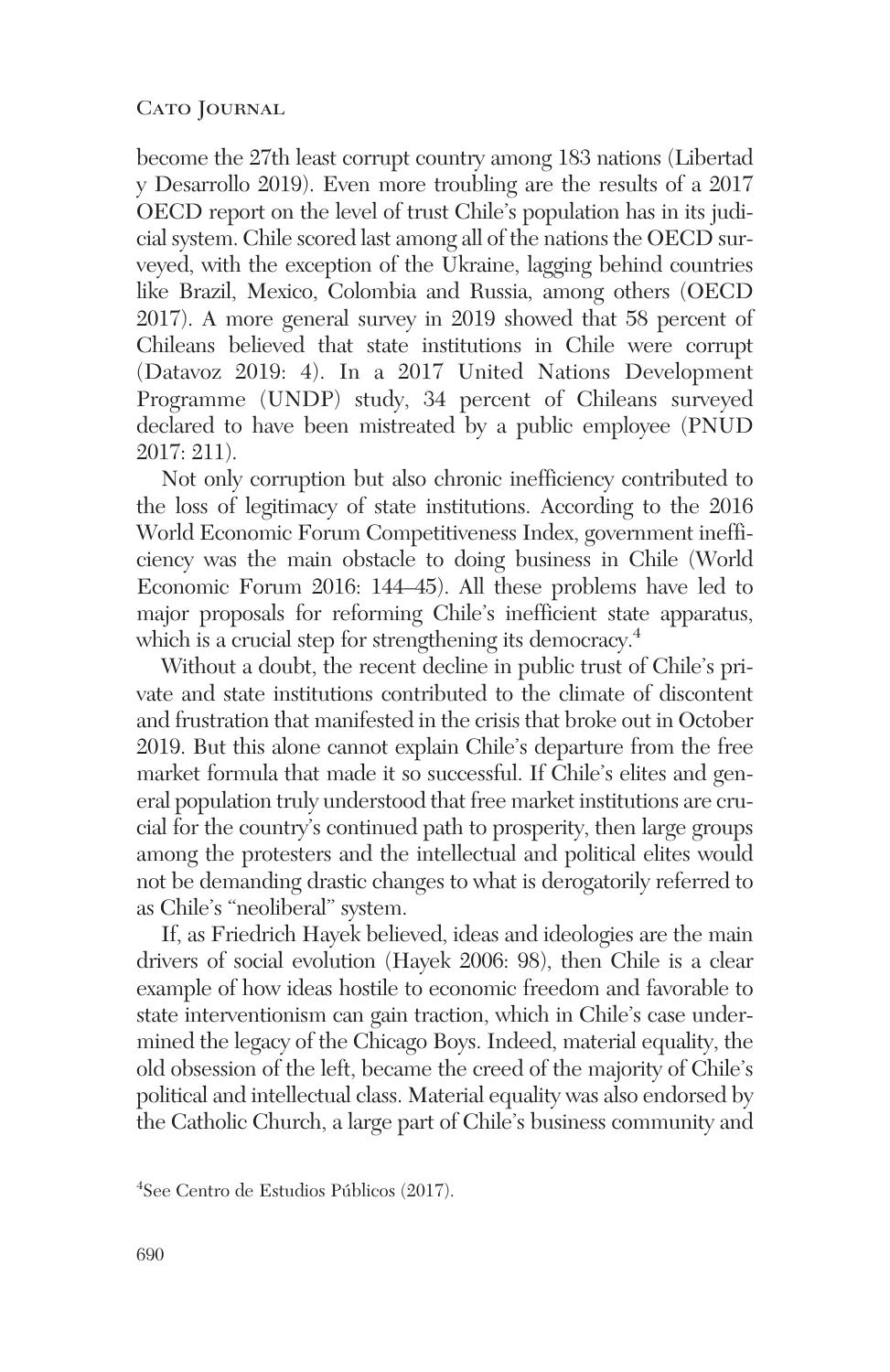become the 27th least corrupt country among 183 nations (Libertad y Desarrollo 2019). Even more troubling are the results of a 2017 OECD report on the level of trust Chile's population has in its judicial system. Chile scored last among all of the nations the OECD surveyed, with the exception of the Ukraine, lagging behind countries like Brazil, Mexico, Colombia and Russia, among others (OECD 2017). A more general survey in 2019 showed that 58 percent of Chileans believed that state institutions in Chile were corrupt (Datavoz 2019: 4). In a 2017 United Nations Development Programme (UNDP) study, 34 percent of Chileans surveyed declared to have been mistreated by a public employee (PNUD 2017: 211).

Not only corruption but also chronic inefficiency contributed to the loss of legitimacy of state institutions. According to the 2016 World Economic Forum Competitiveness Index, government inefficiency was the main obstacle to doing business in Chile (World Economic Forum 2016: 144–45). All these problems have led to major proposals for reforming Chile's inefficient state apparatus, which is a crucial step for strengthening its democracy.[4]

Without a doubt, the recent decline in public trust of Chile's private and state institutions contributed to the climate of discontent and frustration that manifested in the crisis that broke out in October 2019. But this alone cannot explain Chile's departure from the free market formula that made it so successful. If Chile's elites and general population truly understood that free market institutions are crucial for the country's continued path to prosperity, then large groups among the protesters and the intellectual and political elites would not be demanding drastic changes to what is derogatorily referred to as Chile's "neoliberal" system.

If, as Friedrich Hayek believed, ideas and ideologies are the main drivers of social evolution (Hayek 2006: 98), then Chile is a clear example of how ideas hostile to economic freedom and favorable to state interventionism can gain traction, which in Chile's case undermined the legacy of the Chicago Boys. Indeed, material equality, the old obsession of the left, became the creed of the majority of Chile's political and intellectual class. Material equality was also endorsed by the Catholic Church, a large part of Chile's business community and

[4]See Centro de Estudios Públicos (2017).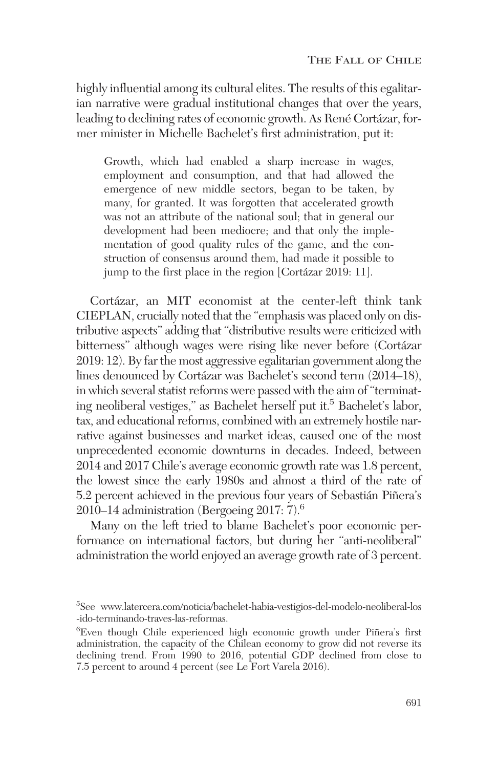highly influential among its cultural elites. The results of this egalitarian narrative were gradual institutional changes that over the years, leading to declining rates of economic growth. As René Cortázar, former minister in Michelle Bachelet's first administration, put it:

> Growth, which had enabled a sharp increase in wages, employment and consumption, and that had allowed the emergence of new middle sectors, began to be taken, by many, for granted. It was forgotten that accelerated growth was not an attribute of the national soul; that in general our development had been mediocre; and that only the implementation of good quality rules of the game, and the construction of consensus around them, had made it possible to jump to the first place in the region [Cortázar 2019: 11].

Cortázar, an MIT economist at the center-left think tank CIEPLAN, crucially noted that the "emphasis was placed only on distributive aspects" adding that "distributive results were criticized with bitterness" although wages were rising like never before (Cortázar 2019: 12). By far the most aggressive egalitarian government along the lines denounced by Cortázar was Bachelet's second term (2014–18), in which several statist reforms were passed with the aim of "terminating neoliberal vestiges," as Bachelet herself put it.[5] Bachelet's labor, tax, and educational reforms, combined with an extremely hostile narrative against businesses and market ideas, caused one of the most unprecedented economic downturns in decades. Indeed, between 2014 and 2017 Chile's average economic growth rate was 1.8 percent, the lowest since the early 1980s and almost a third of the rate of 5.2 percent achieved in the previous four years of Sebastián Piñera's 2010–14 administration (Bergoeing 2017: 7).[6]

Many on the left tried to blame Bachelet's poor economic performance on international factors, but during her "anti-neoliberal" administration the world enjoyed an average growth rate of 3 percent.

[5] See www.latercera.com/noticia/bachelet-habia-vestigios-del-modelo-neoliberal-los-ido-terminando-traves-las-reformas.

[6] Even though Chile experienced high economic growth under Piñera's first administration, the capacity of the Chilean economy to grow did not reverse its declining trend. From 1990 to 2016, potential GDP declined from close to 7.5 percent to around 4 percent (see Le Fort Varela 2016).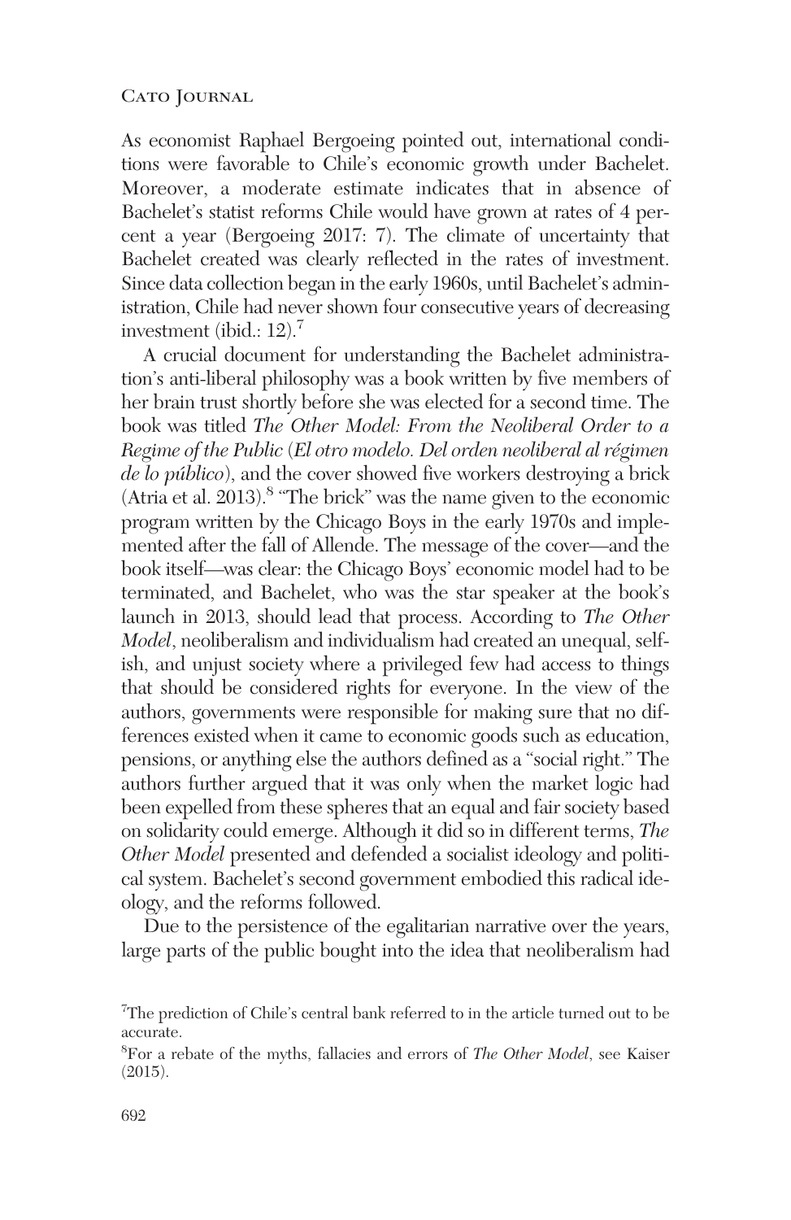As economist Raphael Bergoeing pointed out, international conditions were favorable to Chile's economic growth under Bachelet. Moreover, a moderate estimate indicates that in absence of Bachelet's statist reforms Chile would have grown at rates of 4 percent a year (Bergoeing 2017: 7). The climate of uncertainty that Bachelet created was clearly reflected in the rates of investment. Since data collection began in the early 1960s, until Bachelet's administration, Chile had never shown four consecutive years of decreasing investment (ibid.: 12).[7]

A crucial document for understanding the Bachelet administration's anti-liberal philosophy was a book written by five members of her brain trust shortly before she was elected for a second time. The book was titled *The Other Model: From the Neoliberal Order to a Regime of the Public* (*El otro modelo. Del orden neoliberal al régimen de lo público*), and the cover showed five workers destroying a brick (Atria et al. 2013).[8] "The brick" was the name given to the economic program written by the Chicago Boys in the early 1970s and implemented after the fall of Allende. The message of the cover—and the book itself—was clear: the Chicago Boys' economic model had to be terminated, and Bachelet, who was the star speaker at the book's launch in 2013, should lead that process. According to *The Other Model*, neoliberalism and individualism had created an unequal, selfish, and unjust society where a privileged few had access to things that should be considered rights for everyone. In the view of the authors, governments were responsible for making sure that no differences existed when it came to economic goods such as education, pensions, or anything else the authors defined as a "social right." The authors further argued that it was only when the market logic had been expelled from these spheres that an equal and fair society based on solidarity could emerge. Although it did so in different terms, *The Other Model* presented and defended a socialist ideology and political system. Bachelet's second government embodied this radical ideology, and the reforms followed.

Due to the persistence of the egalitarian narrative over the years, large parts of the public bought into the idea that neoliberalism had

[7] The prediction of Chile's central bank referred to in the article turned out to be accurate.

[8] For a rebate of the myths, fallacies and errors of *The Other Model*, see Kaiser (2015).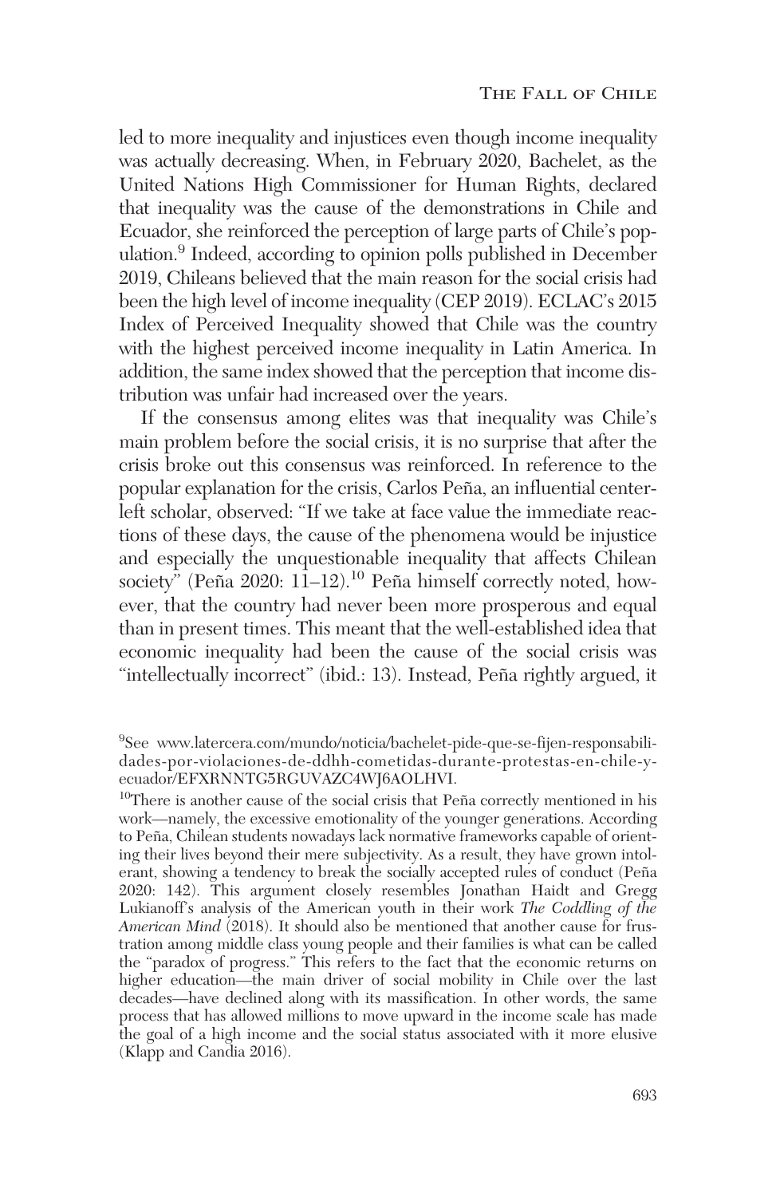led to more inequality and injustices even though income inequality was actually decreasing. When, in February 2020, Bachelet, as the United Nations High Commissioner for Human Rights, declared that inequality was the cause of the demonstrations in Chile and Ecuador, she reinforced the perception of large parts of Chile's population.[9] Indeed, according to opinion polls published in December 2019, Chileans believed that the main reason for the social crisis had been the high level of income inequality (CEP 2019). ECLAC's 2015 Index of Perceived Inequality showed that Chile was the country with the highest perceived income inequality in Latin America. In addition, the same index showed that the perception that income distribution was unfair had increased over the years.

If the consensus among elites was that inequality was Chile's main problem before the social crisis, it is no surprise that after the crisis broke out this consensus was reinforced. In reference to the popular explanation for the crisis, Carlos Peña, an influential center-left scholar, observed: "If we take at face value the immediate reactions of these days, the cause of the phenomena would be injustice and especially the unquestionable inequality that affects Chilean society" (Peña 2020: 11–12).[10] Peña himself correctly noted, however, that the country had never been more prosperous and equal than in present times. This meant that the well-established idea that economic inequality had been the cause of the social crisis was "intellectually incorrect" (ibid.: 13). Instead, Peña rightly argued, it

[9]See www.latercera.com/mundo/noticia/bachelet-pide-que-se-fijen-responsabilidades-por-violaciones-de-ddhh-cometidas-durante-protestas-en-chile-y-ecuador/EFXRNNTG5RGUVAZC4WJ6AOLHVI.

[10]There is another cause of the social crisis that Peña correctly mentioned in his work—namely, the excessive emotionality of the younger generations. According to Peña, Chilean students nowadays lack normative frameworks capable of orienting their lives beyond their mere subjectivity. As a result, they have grown intolerant, showing a tendency to break the socially accepted rules of conduct (Peña 2020: 142). This argument closely resembles Jonathan Haidt and Gregg Lukianoff's analysis of the American youth in their work *The Coddling of the American Mind* (2018). It should also be mentioned that another cause for frustration among middle class young people and their families is what can be called the "paradox of progress." This refers to the fact that the economic returns on higher education—the main driver of social mobility in Chile over the last decades—have declined along with its massification. In other words, the same process that has allowed millions to move upward in the income scale has made the goal of a high income and the social status associated with it more elusive (Klapp and Candia 2016).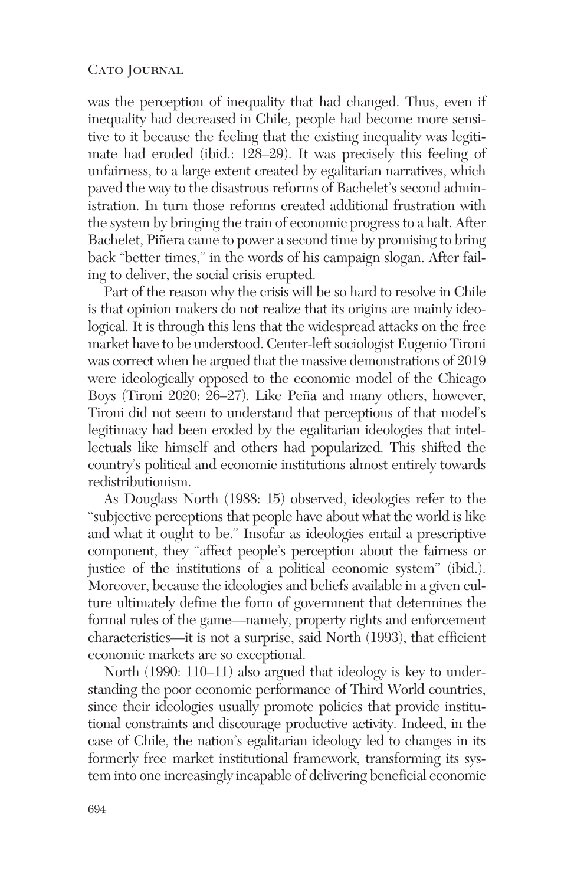was the perception of inequality that had changed. Thus, even if inequality had decreased in Chile, people had become more sensitive to it because the feeling that the existing inequality was legitimate had eroded (ibid.: 128–29). It was precisely this feeling of unfairness, to a large extent created by egalitarian narratives, which paved the way to the disastrous reforms of Bachelet's second administration. In turn those reforms created additional frustration with the system by bringing the train of economic progress to a halt. After Bachelet, Piñera came to power a second time by promising to bring back "better times," in the words of his campaign slogan. After failing to deliver, the social crisis erupted.

Part of the reason why the crisis will be so hard to resolve in Chile is that opinion makers do not realize that its origins are mainly ideological. It is through this lens that the widespread attacks on the free market have to be understood. Center-left sociologist Eugenio Tironi was correct when he argued that the massive demonstrations of 2019 were ideologically opposed to the economic model of the Chicago Boys (Tironi 2020: 26–27). Like Peña and many others, however, Tironi did not seem to understand that perceptions of that model's legitimacy had been eroded by the egalitarian ideologies that intellectuals like himself and others had popularized. This shifted the country's political and economic institutions almost entirely towards redistributionism.

As Douglass North (1988: 15) observed, ideologies refer to the "subjective perceptions that people have about what the world is like and what it ought to be." Insofar as ideologies entail a prescriptive component, they "affect people's perception about the fairness or justice of the institutions of a political economic system" (ibid.). Moreover, because the ideologies and beliefs available in a given culture ultimately define the form of government that determines the formal rules of the game—namely, property rights and enforcement characteristics—it is not a surprise, said North (1993), that efficient economic markets are so exceptional.

North (1990: 110–11) also argued that ideology is key to understanding the poor economic performance of Third World countries, since their ideologies usually promote policies that provide institutional constraints and discourage productive activity. Indeed, in the case of Chile, the nation's egalitarian ideology led to changes in its formerly free market institutional framework, transforming its system into one increasingly incapable of delivering beneficial economic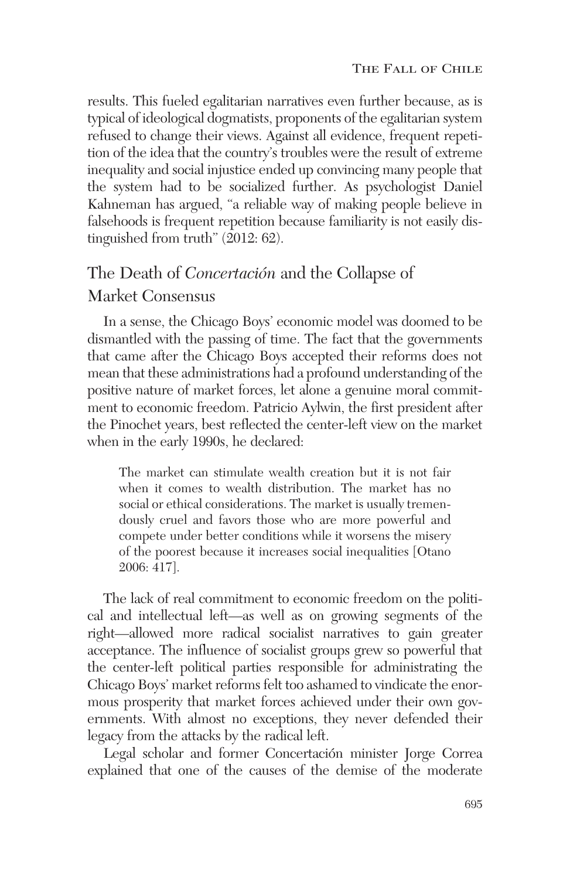results. This fueled egalitarian narratives even further because, as is typical of ideological dogmatists, proponents of the egalitarian system refused to change their views. Against all evidence, frequent repetition of the idea that the country's troubles were the result of extreme inequality and social injustice ended up convincing many people that the system had to be socialized further. As psychologist Daniel Kahneman has argued, "a reliable way of making people believe in falsehoods is frequent repetition because familiarity is not easily distinguished from truth" (2012: 62).

## The Death of *Concertación* and the Collapse of Market Consensus

In a sense, the Chicago Boys' economic model was doomed to be dismantled with the passing of time. The fact that the governments that came after the Chicago Boys accepted their reforms does not mean that these administrations had a profound understanding of the positive nature of market forces, let alone a genuine moral commitment to economic freedom. Patricio Aylwin, the first president after the Pinochet years, best reflected the center-left view on the market when in the early 1990s, he declared:

> The market can stimulate wealth creation but it is not fair when it comes to wealth distribution. The market has no social or ethical considerations. The market is usually tremendously cruel and favors those who are more powerful and compete under better conditions while it worsens the misery of the poorest because it increases social inequalities [Otano 2006: 417].

The lack of real commitment to economic freedom on the political and intellectual left—as well as on growing segments of the right—allowed more radical socialist narratives to gain greater acceptance. The influence of socialist groups grew so powerful that the center-left political parties responsible for administrating the Chicago Boys' market reforms felt too ashamed to vindicate the enormous prosperity that market forces achieved under their own governments. With almost no exceptions, they never defended their legacy from the attacks by the radical left.

Legal scholar and former Concertación minister Jorge Correa explained that one of the causes of the demise of the moderate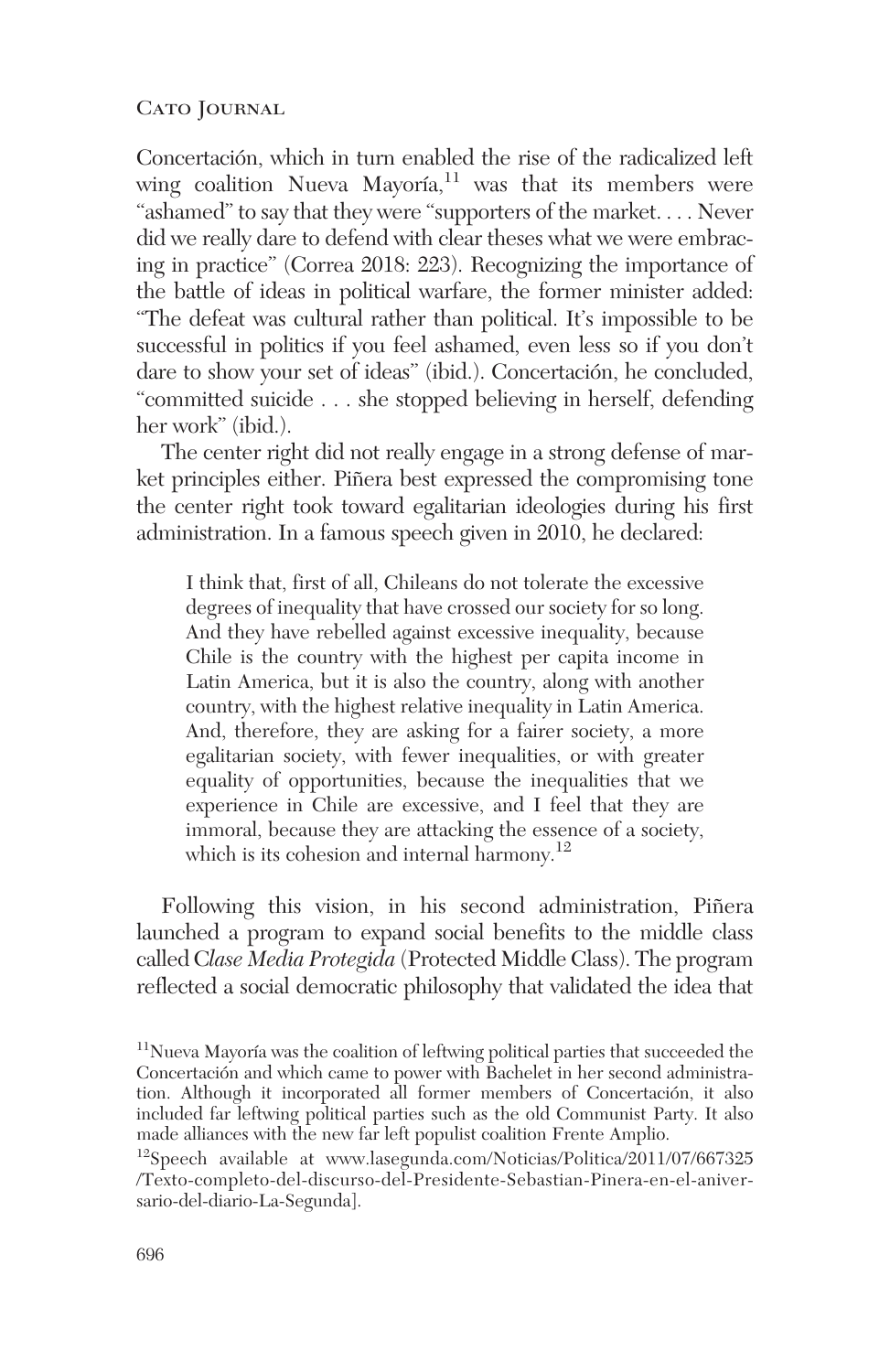Concertación, which in turn enabled the rise of the radicalized left wing coalition Nueva Mayoría,[11] was that its members were "ashamed" to say that they were "supporters of the market. . . . Never did we really dare to defend with clear theses what we were embracing in practice" (Correa 2018: 223). Recognizing the importance of the battle of ideas in political warfare, the former minister added: "The defeat was cultural rather than political. It's impossible to be successful in politics if you feel ashamed, even less so if you don't dare to show your set of ideas" (ibid.). Concertación, he concluded, "committed suicide . . . she stopped believing in herself, defending her work" (ibid.).

The center right did not really engage in a strong defense of market principles either. Piñera best expressed the compromising tone the center right took toward egalitarian ideologies during his first administration. In a famous speech given in 2010, he declared:

> I think that, first of all, Chileans do not tolerate the excessive degrees of inequality that have crossed our society for so long. And they have rebelled against excessive inequality, because Chile is the country with the highest per capita income in Latin America, but it is also the country, along with another country, with the highest relative inequality in Latin America. And, therefore, they are asking for a fairer society, a more egalitarian society, with fewer inequalities, or with greater equality of opportunities, because the inequalities that we experience in Chile are excessive, and I feel that they are immoral, because they are attacking the essence of a society, which is its cohesion and internal harmony.[12]

Following this vision, in his second administration, Piñera launched a program to expand social benefits to the middle class called *Clase Media Protegida* (Protected Middle Class). The program reflected a social democratic philosophy that validated the idea that

[11]Nueva Mayoría was the coalition of leftwing political parties that succeeded the Concertación and which came to power with Bachelet in her second administration. Although it incorporated all former members of Concertación, it also included far leftwing political parties such as the old Communist Party. It also made alliances with the new far left populist coalition Frente Amplio.

[12]Speech available at www.lasegunda.com/Noticias/Politica/2011/07/667325/Texto-completo-del-discurso-del-Presidente-Sebastian-Pinera-en-el-aniversario-del-diario-La-Segunda].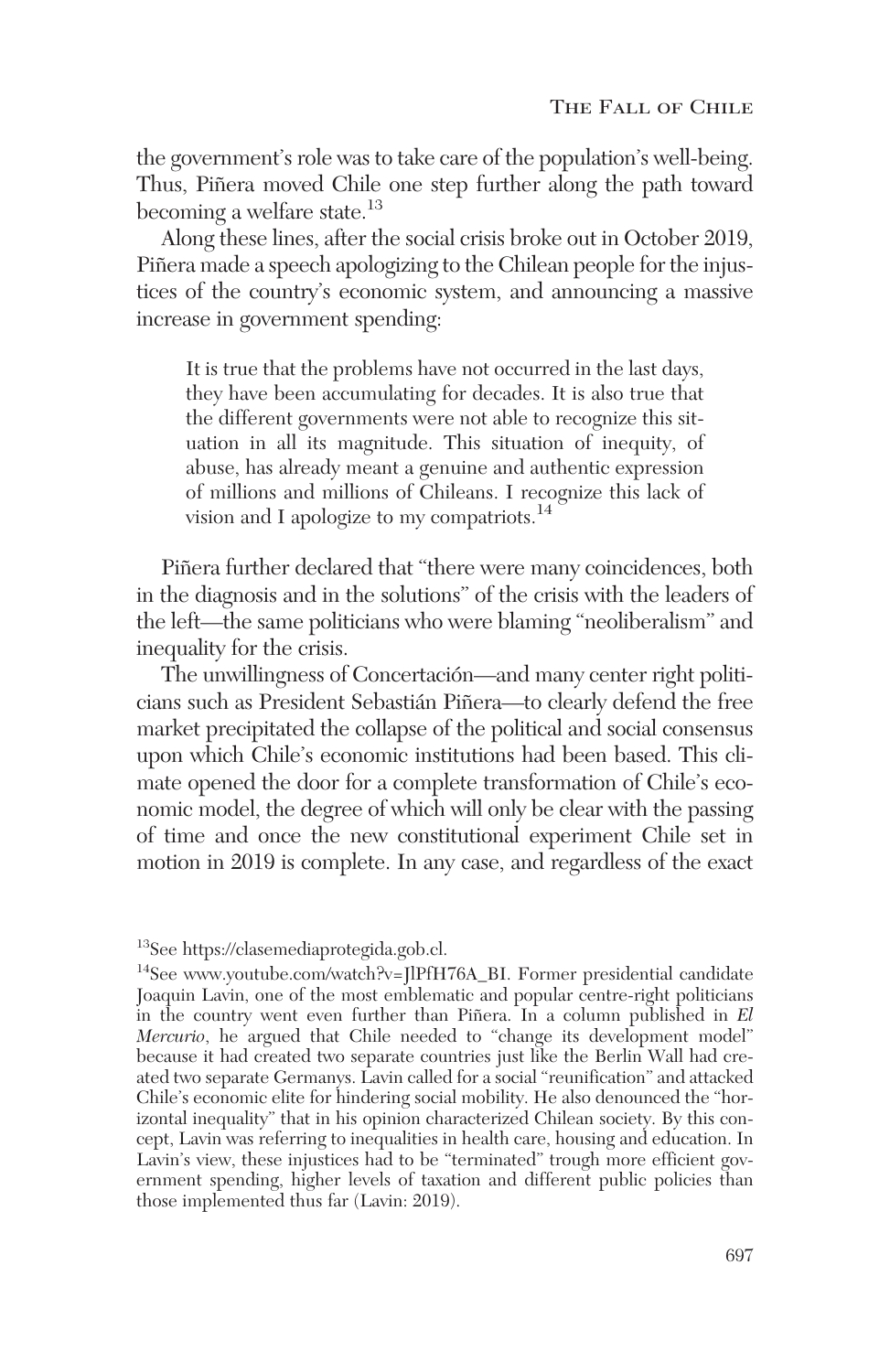the government's role was to take care of the population's well-being. Thus, Piñera moved Chile one step further along the path toward becoming a welfare state.[13]

Along these lines, after the social crisis broke out in October 2019, Piñera made a speech apologizing to the Chilean people for the injustices of the country's economic system, and announcing a massive increase in government spending:

> It is true that the problems have not occurred in the last days, they have been accumulating for decades. It is also true that the different governments were not able to recognize this situation in all its magnitude. This situation of inequity, of abuse, has already meant a genuine and authentic expression of millions and millions of Chileans. I recognize this lack of vision and I apologize to my compatriots.[14]

Piñera further declared that "there were many coincidences, both in the diagnosis and in the solutions" of the crisis with the leaders of the left—the same politicians who were blaming "neoliberalism" and inequality for the crisis.

The unwillingness of Concertación—and many center right politicians such as President Sebastián Piñera—to clearly defend the free market precipitated the collapse of the political and social consensus upon which Chile's economic institutions had been based. This climate opened the door for a complete transformation of Chile's economic model, the degree of which will only be clear with the passing of time and once the new constitutional experiment Chile set in motion in 2019 is complete. In any case, and regardless of the exact

---

[13] See https://clasemediaprotegida.gob.cl.

[14] See www.youtube.com/watch?v=JlPfH76A_BI. Former presidential candidate Joaquin Lavin, one of the most emblematic and popular centre-right politicians in the country went even further than Piñera. In a column published in *El Mercurio*, he argued that Chile needed to "change its development model" because it had created two separate countries just like the Berlin Wall had created two separate Germanys. Lavin called for a social "reunification" and attacked Chile's economic elite for hindering social mobility. He also denounced the "horizontal inequality" that in his opinion characterized Chilean society. By this concept, Lavin was referring to inequalities in health care, housing and education. In Lavin's view, these injustices had to be "terminated" trough more efficient government spending, higher levels of taxation and different public policies than those implemented thus far (Lavin: 2019).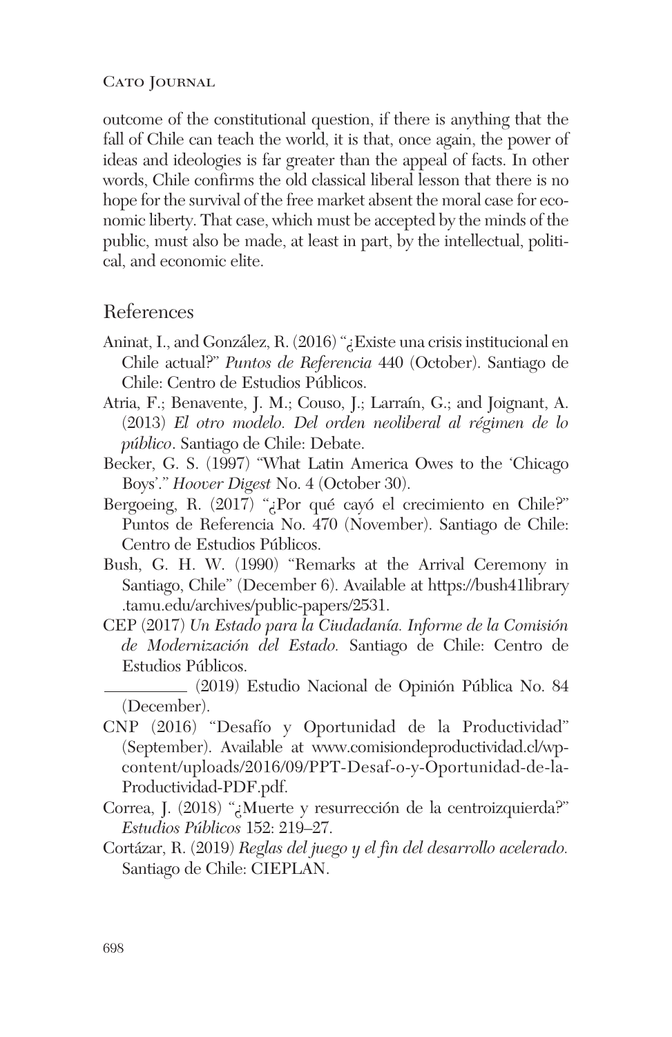outcome of the constitutional question, if there is anything that the fall of Chile can teach the world, it is that, once again, the power of ideas and ideologies is far greater than the appeal of facts. In other words, Chile confirms the old classical liberal lesson that there is no hope for the survival of the free market absent the moral case for economic liberty. That case, which must be accepted by the minds of the public, must also be made, at least in part, by the intellectual, political, and economic elite.

## References

Aninat, I., and González, R. (2016) "¿Existe una crisis institucional en Chile actual?" *Puntos de Referencia* 440 (October). Santiago de Chile: Centro de Estudios Públicos.

Atria, F.; Benavente, J. M.; Couso, J.; Larraín, G.; and Joignant, A. (2013) *El otro modelo. Del orden neoliberal al régimen de lo público*. Santiago de Chile: Debate.

Becker, G. S. (1997) "What Latin America Owes to the 'Chicago Boys'." *Hoover Digest* No. 4 (October 30).

Bergoeing, R. (2017) "¿Por qué cayó el crecimiento en Chile?" Puntos de Referencia No. 470 (November). Santiago de Chile: Centro de Estudios Públicos.

Bush, G. H. W. (1990) "Remarks at the Arrival Ceremony in Santiago, Chile" (December 6). Available at https://bush41library.tamu.edu/archives/public-papers/2531.

CEP (2017) *Un Estado para la Ciudadanía. Informe de la Comisión de Modernización del Estado.* Santiago de Chile: Centro de Estudios Públicos.

__________ (2019) Estudio Nacional de Opinión Pública No. 84 (December).

CNP (2016) "Desafío y Oportunidad de la Productividad" (September). Available at www.comisiondeproductividad.cl/wp-content/uploads/2016/09/PPT-Desaf-o-y-Oportunidad-de-la-Productividad-PDF.pdf.

Correa, J. (2018) "¿Muerte y resurrección de la centroizquierda?" *Estudios Públicos* 152: 219–27.

Cortázar, R. (2019) *Reglas del juego y el fin del desarrollo acelerado.* Santiago de Chile: CIEPLAN.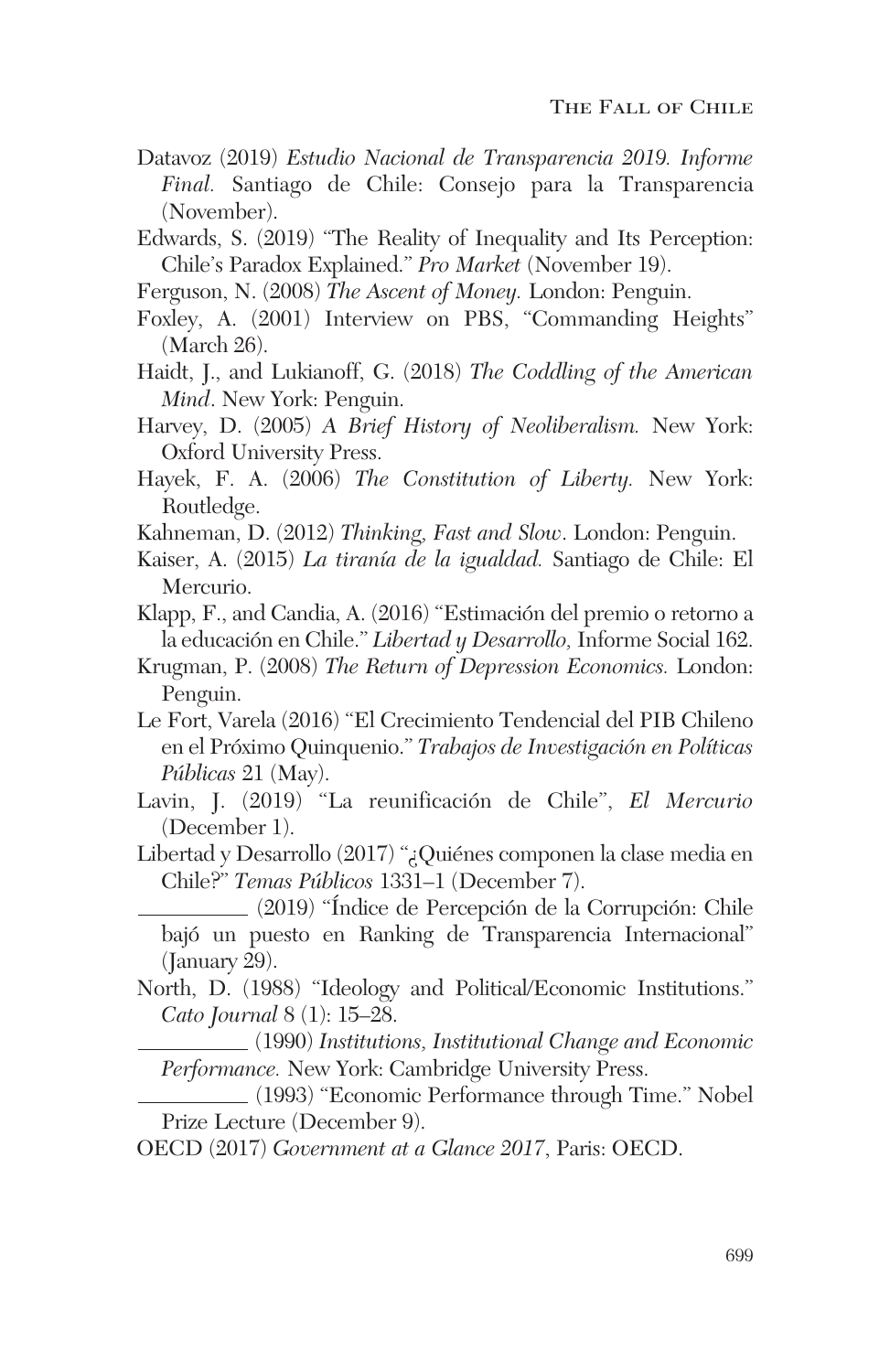Datavoz (2019) *Estudio Nacional de Transparencia 2019. Informe Final.* Santiago de Chile: Consejo para la Transparencia (November).

Edwards, S. (2019) "The Reality of Inequality and Its Perception: Chile's Paradox Explained." *Pro Market* (November 19).

Ferguson, N. (2008) *The Ascent of Money.* London: Penguin.

Foxley, A. (2001) Interview on PBS, "Commanding Heights" (March 26).

Haidt, J., and Lukianoff, G. (2018) *The Coddling of the American Mind*. New York: Penguin.

Harvey, D. (2005) *A Brief History of Neoliberalism.* New York: Oxford University Press.

Hayek, F. A. (2006) *The Constitution of Liberty.* New York: Routledge.

Kahneman, D. (2012) *Thinking, Fast and Slow*. London: Penguin.

Kaiser, A. (2015) *La tiranía de la igualdad.* Santiago de Chile: El Mercurio.

Klapp, F., and Candia, A. (2016) "Estimación del premio o retorno a la educación en Chile." *Libertad y Desarrollo,* Informe Social 162.

Krugman, P. (2008) *The Return of Depression Economics.* London: Penguin.

Le Fort, Varela (2016) "El Crecimiento Tendencial del PIB Chileno en el Próximo Quinquenio." *Trabajos de Investigación en Políticas Públicas* 21 (May).

Lavin, J. (2019) "La reunificación de Chile", *El Mercurio* (December 1).

Libertad y Desarrollo (2017) "¿Quiénes componen la clase media en Chile?" *Temas Públicos* 1331–1 (December 7).

\_\_\_\_\_\_\_\_\_\_ (2019) "Índice de Percepción de la Corrupción: Chile bajó un puesto en Ranking de Transparencia Internacional" (January 29).

North, D. (1988) "Ideology and Political/Economic Institutions." *Cato Journal* 8 (1): 15–28.

\_\_\_\_\_\_\_\_\_\_ (1990) *Institutions, Institutional Change and Economic Performance.* New York: Cambridge University Press.

\_\_\_\_\_\_\_\_\_\_ (1993) "Economic Performance through Time." Nobel Prize Lecture (December 9).

OECD (2017) *Government at a Glance 2017*, Paris: OECD.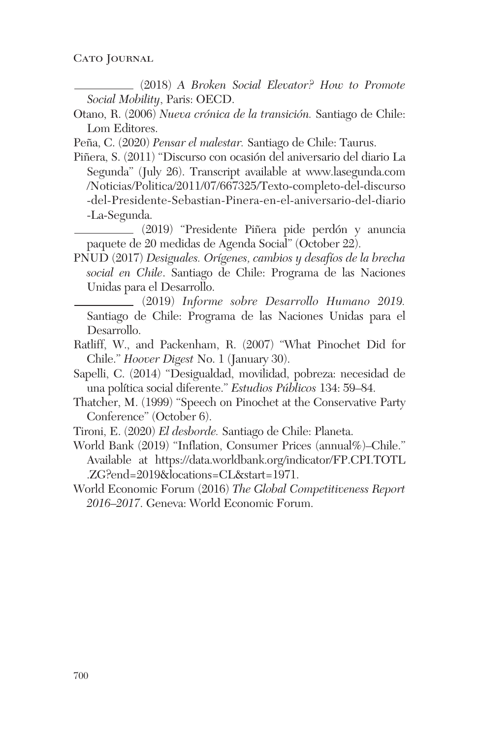———— (2018) *A Broken Social Elevator? How to Promote Social Mobility*, Paris: OECD.

Otano, R. (2006) *Nueva crónica de la transición.* Santiago de Chile: Lom Editores.

Peña, C. (2020) *Pensar el malestar.* Santiago de Chile: Taurus.

Piñera, S. (2011) "Discurso con ocasión del aniversario del diario La Segunda" (July 26). Transcript available at www.lasegunda.com/Noticias/Politica/2011/07/667325/Texto-completo-del-discurso-del-Presidente-Sebastian-Pinera-en-el-aniversario-del-diario-La-Segunda.

———— (2019) "Presidente Piñera pide perdón y anuncia paquete de 20 medidas de Agenda Social" (October 22).

PNUD (2017) *Desiguales. Orígenes, cambios y desafíos de la brecha social en Chile*. Santiago de Chile: Programa de las Naciones Unidas para el Desarrollo.

———— (2019) *Informe sobre Desarrollo Humano 2019.* Santiago de Chile: Programa de las Naciones Unidas para el Desarrollo.

Ratliff, W., and Packenham, R. (2007) "What Pinochet Did for Chile." *Hoover Digest* No. 1 (January 30).

Sapelli, C. (2014) "Desigualdad, movilidad, pobreza: necesidad de una política social diferente." *Estudios Públicos* 134: 59–84.

Thatcher, M. (1999) "Speech on Pinochet at the Conservative Party Conference" (October 6).

Tironi, E. (2020) *El desborde.* Santiago de Chile: Planeta.

World Bank (2019) "Inflation, Consumer Prices (annual%)–Chile." Available at https://data.worldbank.org/indicator/FP.CPI.TOTL.ZG?end=2019&locations=CL&start=1971.

World Economic Forum (2016) *The Global Competitiveness Report 2016–2017*. Geneva: World Economic Forum.